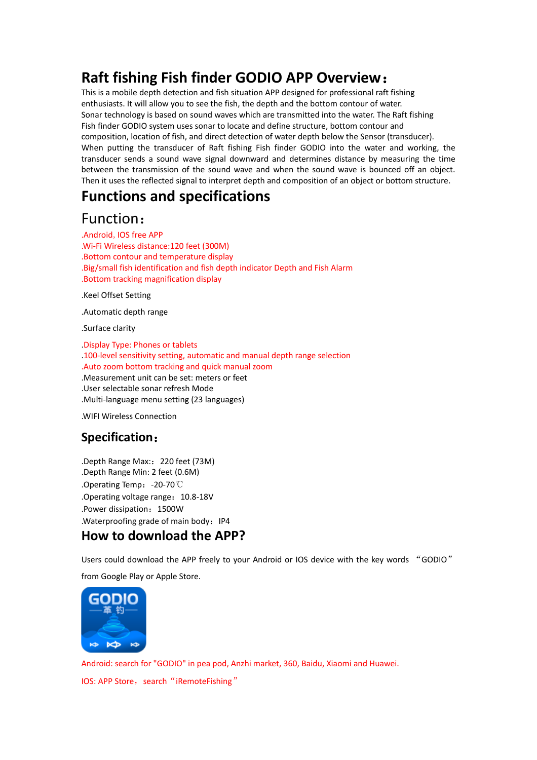# Raft fishing Fish finder GODIO APP Overview：

This is a mobile depth detection and fish situation APP designed for professional raft fishing enthusiasts. It will allow you to see the fish, the depth and the bottom contour of water.
Sonar technology is based on sound waves which are transmitted into the water. The Raft fishing Fish finder GODIO system uses sonar to locate and define structure, bottom contour and composition, location of fish, and direct detection of water depth below the Sensor (transducer).
When putting the transducer of Raft fishing Fish finder GODIO into the water and working, the transducer sends a sound wave signal downward and determines distance by measuring the time between the transmission of the sound wave and when the sound wave is bounced off an object. Then it uses the reflected signal to interpret depth and composition of an object or bottom structure.

# Functions and specifications

## Function：

.Android, IOS free APP
.Wi-Fi Wireless distance:120 feet (300M)
.Bottom contour and temperature display
.Big/small fish identification and fish depth indicator Depth and Fish Alarm
.Bottom tracking magnification display

.Keel Offset Setting

.Automatic depth range

.Surface clarity

.Display Type: Phones or tablets
.100-level sensitivity setting, automatic and manual depth range selection
.Auto zoom bottom tracking and quick manual zoom
.Measurement unit can be set: meters or feet
.User selectable sonar refresh Mode
.Multi-language menu setting (23 languages)

.WIFI Wireless Connection

## Specification：

.Depth Range Max:：220 feet (73M)
.Depth Range Min: 2 feet (0.6M)
.Operating Temp：-20-70℃
.Operating voltage range：10.8-18V
.Power dissipation：1500W
.Waterproofing grade of main body：IP4

# How to download the APP?

Users could download the APP freely to your Android or IOS device with the key words “GODIO” from Google Play or Apple Store.

Android: search for "GODIO" in pea pod, Anzhi market, 360, Baidu, Xiaomi and Huawei.

IOS: APP Store，search“iRemoteFishing”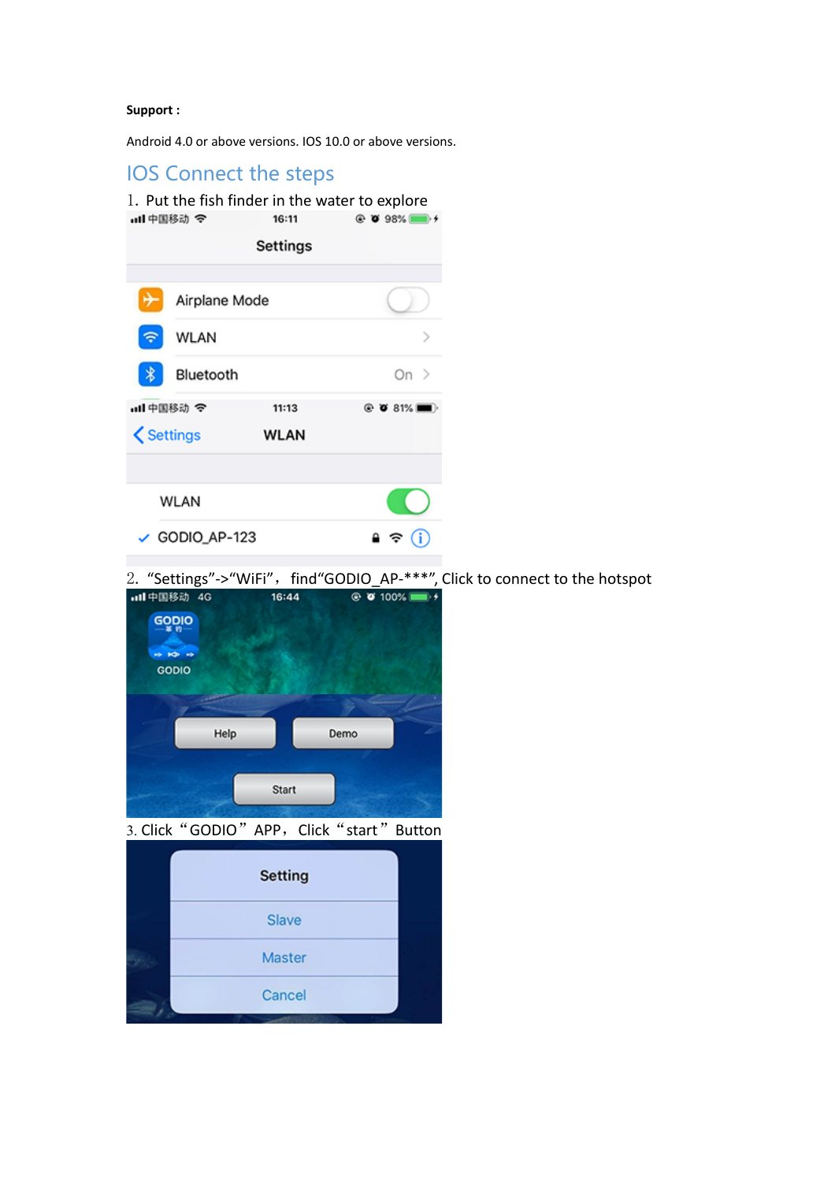**Support：**

Android 4.0 or above versions. IOS 10.0 or above versions.

## IOS Connect the steps

1. Put the fish finder in the water to explore

2. “Settings”->“WiFi”， find“GODIO_AP-***”, Click to connect to the hotspot

3. Click “GODIO” APP， Click “start” Button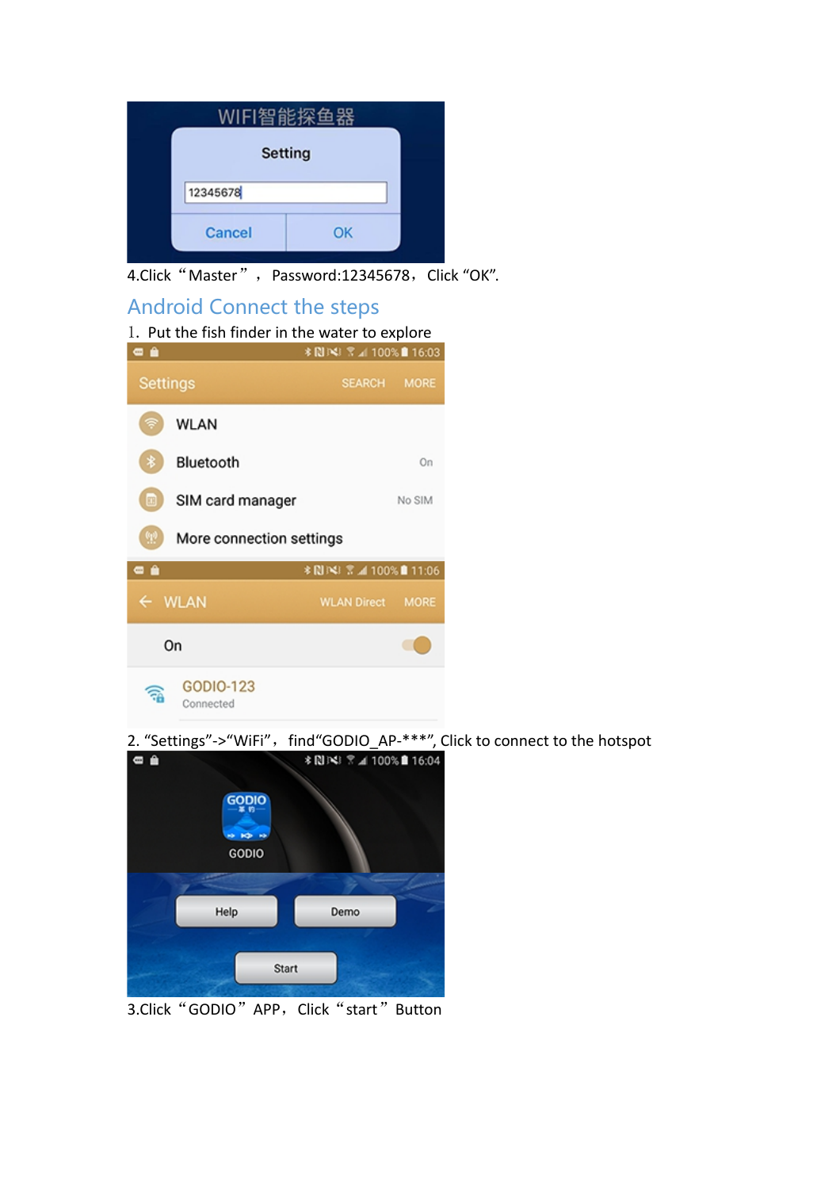4.Click“Master”， Password:12345678，Click “OK”.

## Android Connect the steps

1. Put the fish finder in the water to explore

2. “Settings”->“WiFi”，find“GODIO_AP-***”, Click to connect to the hotspot

3.Click“GODIO”APP，Click“start”Button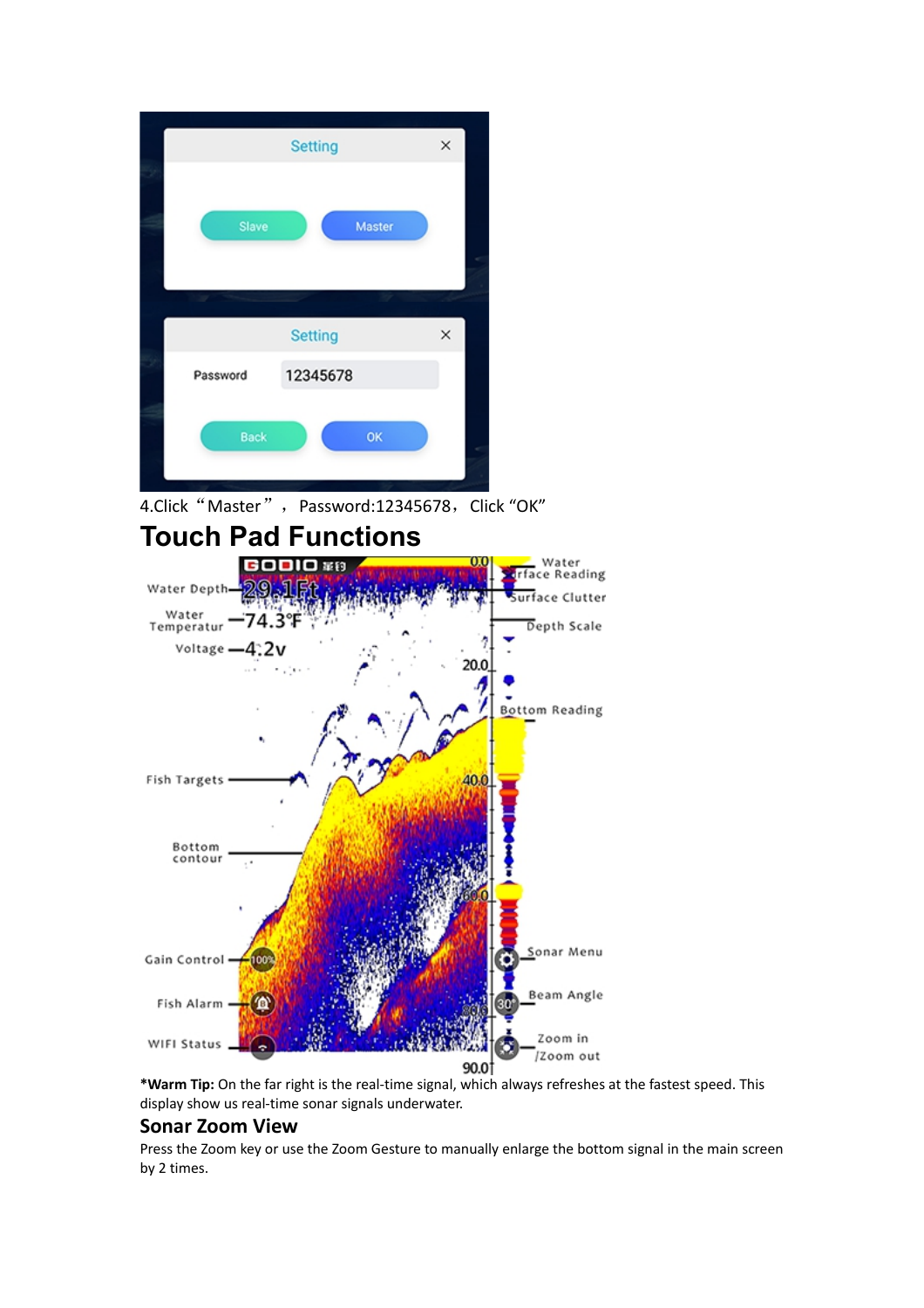4.Click “Master”， Password:12345678， Click “OK”

# Touch Pad Functions

**\*Warm Tip:** On the far right is the real-time signal, which always refreshes at the fastest speed. This display show us real-time sonar signals underwater.

## Sonar Zoom View

Press the Zoom key or use the Zoom Gesture to manually enlarge the bottom signal in the main screen by 2 times.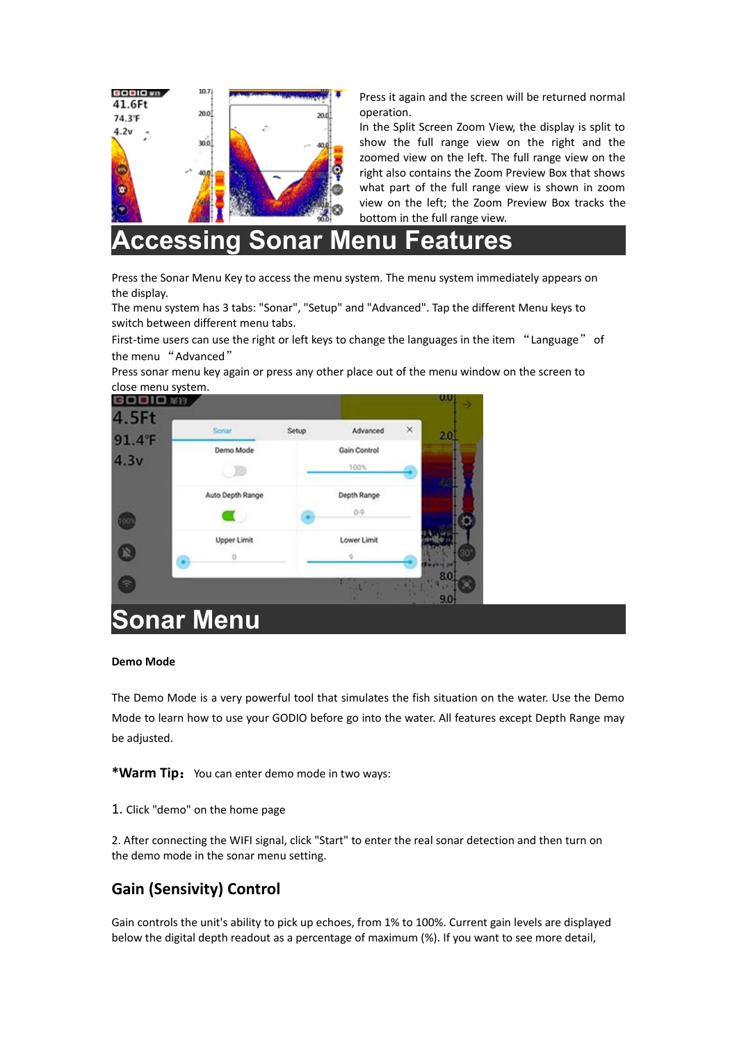Press it again and the screen will be returned normal operation.

In the Split Screen Zoom View, the display is split to show the full range view on the right and the zoomed view on the left. The full range view on the right also contains the Zoom Preview Box that shows what part of the full range view is shown in zoom view on the left; the Zoom Preview Box tracks the bottom in the full range view.

# Accessing Sonar Menu Features

Press the Sonar Menu Key to access the menu system. The menu system immediately appears on the display.

The menu system has 3 tabs: "Sonar", "Setup" and "Advanced". Tap the different Menu keys to switch between different menu tabs.

First-time users can use the right or left keys to change the languages in the item “Language” of the menu “Advanced”

Press sonar menu key again or press any other place out of the menu window on the screen to close menu system.

# Sonar Menu

**Demo Mode**

The Demo Mode is a very powerful tool that simulates the fish situation on the water. Use the Demo Mode to learn how to use your GODIO before go into the water. All features except Depth Range may be adjusted.

***Warm Tip：** You can enter demo mode in two ways:

1. Click "demo" on the home page

2. After connecting the WIFI signal, click "Start" to enter the real sonar detection and then turn on the demo mode in the sonar menu setting.

## Gain (Sensivity) Control

Gain controls the unit's ability to pick up echoes, from 1% to 100%. Current gain levels are displayed below the digital depth readout as a percentage of maximum (%). If you want to see more detail,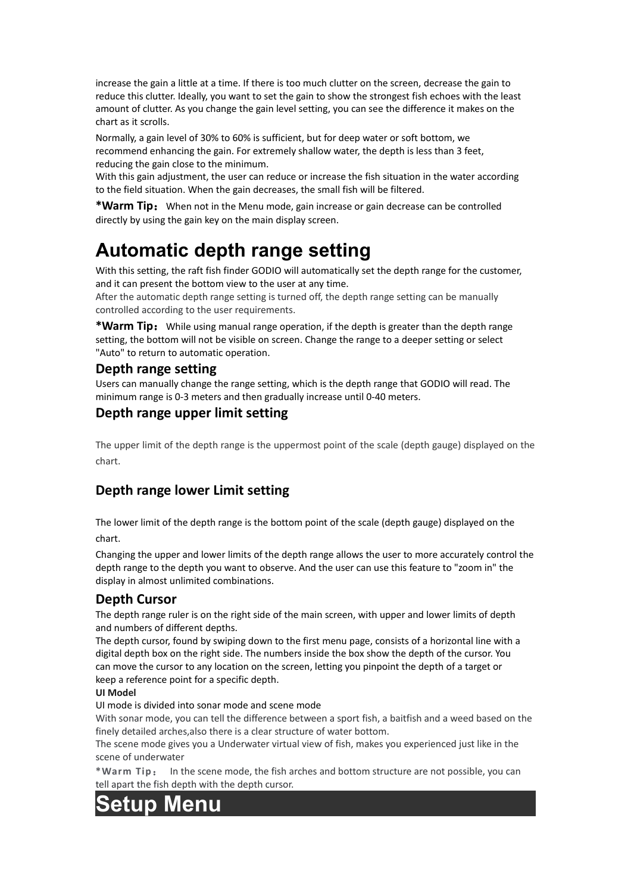increase the gain a little at a time. If there is too much clutter on the screen, decrease the gain to reduce this clutter. Ideally, you want to set the gain to show the strongest fish echoes with the least amount of clutter. As you change the gain level setting, you can see the difference it makes on the chart as it scrolls.

Normally, a gain level of 30% to 60% is sufficient, but for deep water or soft bottom, we recommend enhancing the gain. For extremely shallow water, the depth is less than 3 feet, reducing the gain close to the minimum.
With this gain adjustment, the user can reduce or increase the fish situation in the water according to the field situation. When the gain decreases, the small fish will be filtered.

**\*Warm Tip：** When not in the Menu mode, gain increase or gain decrease can be controlled directly by using the gain key on the main display screen.

# Automatic depth range setting

With this setting, the raft fish finder GODIO will automatically set the depth range for the customer, and it can present the bottom view to the user at any time.
After the automatic depth range setting is turned off, the depth range setting can be manually controlled according to the user requirements.

**\*Warm Tip：** While using manual range operation, if the depth is greater than the depth range setting, the bottom will not be visible on screen. Change the range to a deeper setting or select "Auto" to return to automatic operation.

## Depth range setting

Users can manually change the range setting, which is the depth range that GODIO will read. The minimum range is 0-3 meters and then gradually increase until 0-40 meters.

## Depth range upper limit setting

The upper limit of the depth range is the uppermost point of the scale (depth gauge) displayed on the chart.

## Depth range lower Limit setting

The lower limit of the depth range is the bottom point of the scale (depth gauge) displayed on the chart.

Changing the upper and lower limits of the depth range allows the user to more accurately control the depth range to the depth you want to observe. And the user can use this feature to "zoom in" the display in almost unlimited combinations.

## Depth Cursor

The depth range ruler is on the right side of the main screen, with upper and lower limits of depth and numbers of different depths.
The depth cursor, found by swiping down to the first menu page, consists of a horizontal line with a digital depth box on the right side. The numbers inside the box show the depth of the cursor. You can move the cursor to any location on the screen, letting you pinpoint the depth of a target or keep a reference point for a specific depth.

**UI Model**

UI mode is divided into sonar mode and scene mode
With sonar mode, you can tell the difference between a sport fish, a baitfish and a weed based on the finely detailed arches,also there is a clear structure of water bottom.
The scene mode gives you a Underwater virtual view of fish, makes you experienced just like in the scene of underwater

**\*Warm Tip：** In the scene mode, the fish arches and bottom structure are not possible, you can tell apart the fish depth with the depth cursor.

# Setup Menu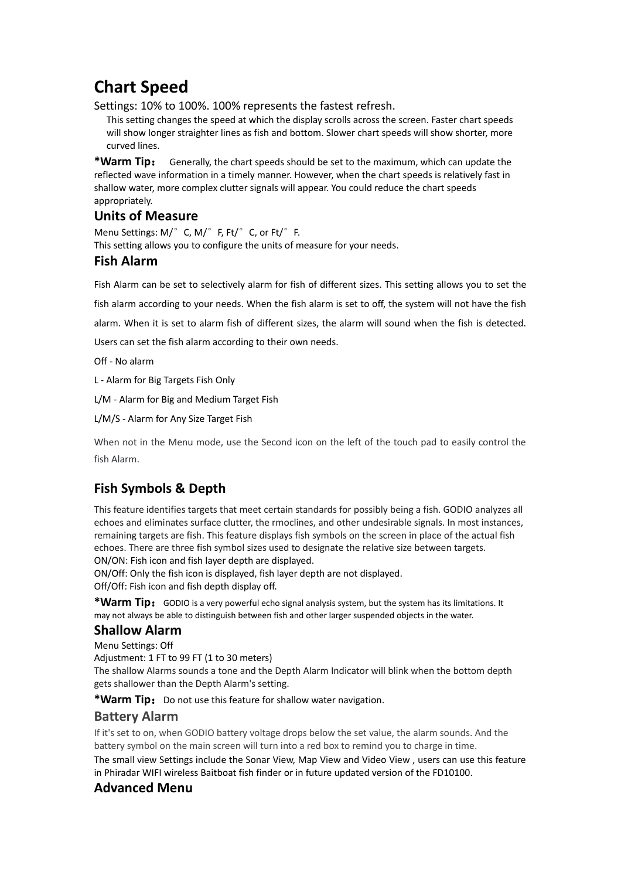# Chart Speed

Settings: 10% to 100%. 100% represents the fastest refresh.

This setting changes the speed at which the display scrolls across the screen. Faster chart speeds will show longer straighter lines as fish and bottom. Slower chart speeds will show shorter, more curved lines.

**\*Warm Tip：** Generally, the chart speeds should be set to the maximum, which can update the reflected wave information in a timely manner. However, when the chart speeds is relatively fast in shallow water, more complex clutter signals will appear. You could reduce the chart speeds appropriately.

## Units of Measure

Menu Settings: M/° C, M/° F, Ft/° C, or Ft/° F.

This setting allows you to configure the units of measure for your needs.

## Fish Alarm

Fish Alarm can be set to selectively alarm for fish of different sizes. This setting allows you to set the fish alarm according to your needs. When the fish alarm is set to off, the system will not have the fish alarm. When it is set to alarm fish of different sizes, the alarm will sound when the fish is detected. Users can set the fish alarm according to their own needs.

Off - No alarm

L - Alarm for Big Targets Fish Only

L/M - Alarm for Big and Medium Target Fish

L/M/S - Alarm for Any Size Target Fish

When not in the Menu mode, use the Second icon on the left of the touch pad to easily control the fish Alarm.

## Fish Symbols & Depth

This feature identifies targets that meet certain standards for possibly being a fish. GODIO analyzes all echoes and eliminates surface clutter, the rmoclines, and other undesirable signals. In most instances, remaining targets are fish. This feature displays fish symbols on the screen in place of the actual fish echoes. There are three fish symbol sizes used to designate the relative size between targets.

ON/ON: Fish icon and fish layer depth are displayed.

ON/Off: Only the fish icon is displayed, fish layer depth are not displayed.

Off/Off: Fish icon and fish depth display off.

**\*Warm Tip：** GODIO is a very powerful echo signal analysis system, but the system has its limitations. It may not always be able to distinguish between fish and other larger suspended objects in the water.

## Shallow Alarm

Menu Settings: Off

Adjustment: 1 FT to 99 FT (1 to 30 meters)

The shallow Alarms sounds a tone and the Depth Alarm Indicator will blink when the bottom depth gets shallower than the Depth Alarm's setting.

**\*Warm Tip：** Do not use this feature for shallow water navigation.

## Battery Alarm

If it's set to on, when GODIO battery voltage drops below the set value, the alarm sounds. And the battery symbol on the main screen will turn into a red box to remind you to charge in time.

The small view Settings include the Sonar View, Map View and Video View , users can use this feature in Phiradar WIFI wireless Baitboat fish finder or in future updated version of the FD10100.

## Advanced Menu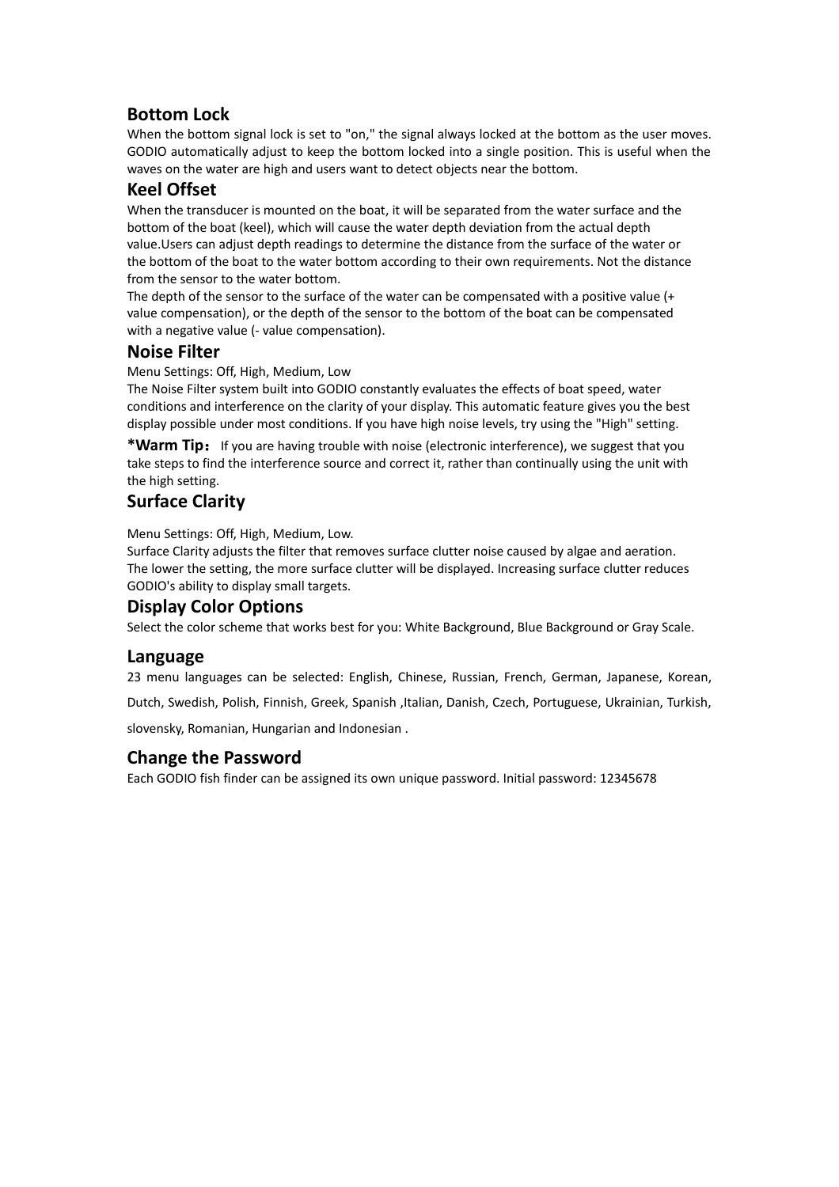## Bottom Lock

When the bottom signal lock is set to "on," the signal always locked at the bottom as the user moves. GODIO automatically adjust to keep the bottom locked into a single position. This is useful when the waves on the water are high and users want to detect objects near the bottom.

## Keel Offset

When the transducer is mounted on the boat, it will be separated from the water surface and the bottom of the boat (keel), which will cause the water depth deviation from the actual depth value.Users can adjust depth readings to determine the distance from the surface of the water or the bottom of the boat to the water bottom according to their own requirements. Not the distance from the sensor to the water bottom.

The depth of the sensor to the surface of the water can be compensated with a positive value (+ value compensation), or the depth of the sensor to the bottom of the boat can be compensated with a negative value (- value compensation).

## Noise Filter

Menu Settings: Off, High, Medium, Low

The Noise Filter system built into GODIO constantly evaluates the effects of boat speed, water conditions and interference on the clarity of your display. This automatic feature gives you the best display possible under most conditions. If you have high noise levels, try using the "High" setting.

**\*Warm Tip：** If you are having trouble with noise (electronic interference), we suggest that you take steps to find the interference source and correct it, rather than continually using the unit with the high setting.

## Surface Clarity

Menu Settings: Off, High, Medium, Low.

Surface Clarity adjusts the filter that removes surface clutter noise caused by algae and aeration. The lower the setting, the more surface clutter will be displayed. Increasing surface clutter reduces GODIO's ability to display small targets.

## Display Color Options

Select the color scheme that works best for you: White Background, Blue Background or Gray Scale.

## Language

23 menu languages can be selected: English, Chinese, Russian, French, German, Japanese, Korean, Dutch, Swedish, Polish, Finnish, Greek, Spanish ,Italian, Danish, Czech, Portuguese, Ukrainian, Turkish, slovensky, Romanian, Hungarian and Indonesian .

## Change the Password

Each GODIO fish finder can be assigned its own unique password. Initial password: 12345678